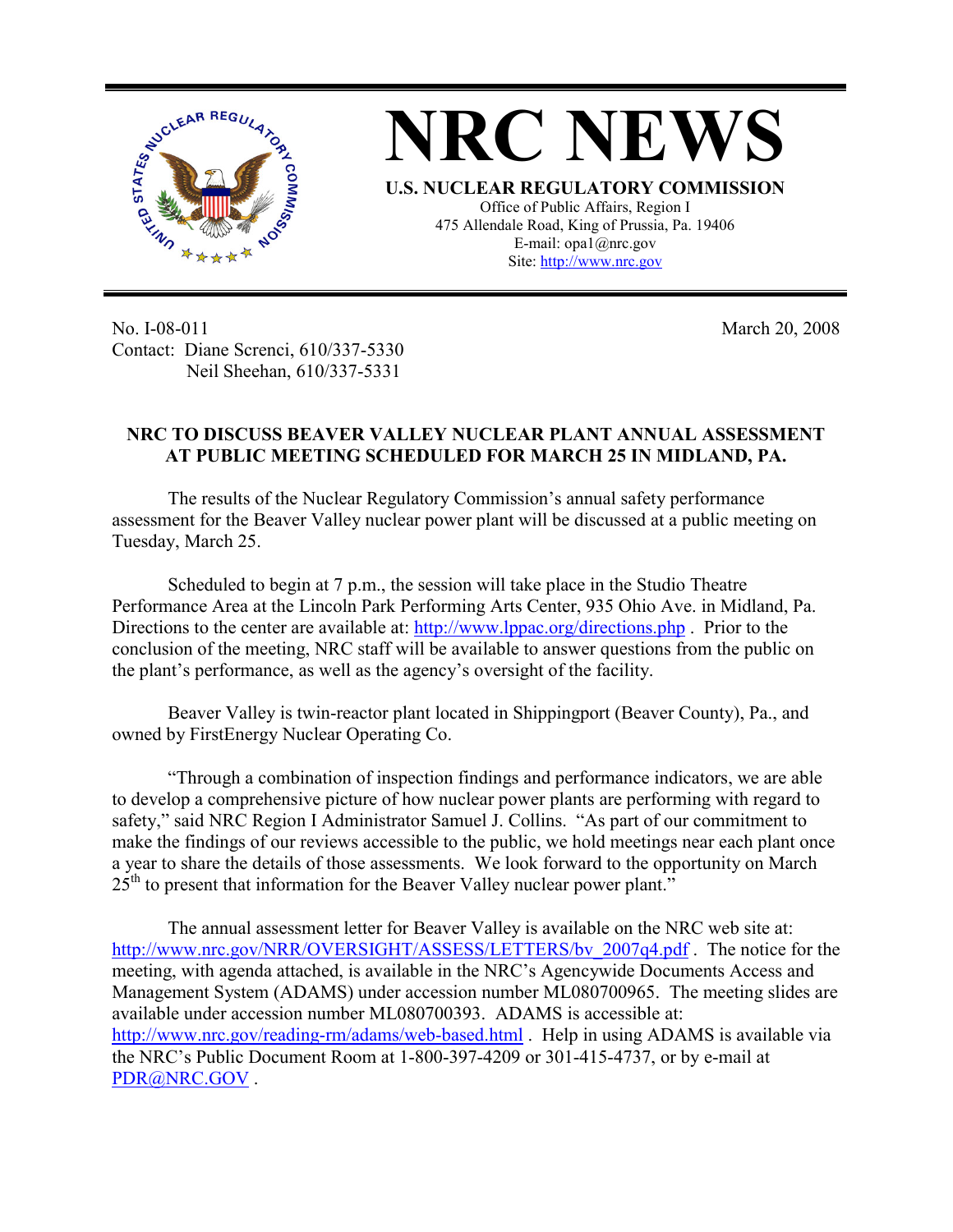# NRC NEWS

**U.S. NUCLEAR REGULATORY COMMISSION**

Office of Public Affairs, Region I
475 Allendale Road, King of Prussia, Pa. 19406
E-mail: opa1@nrc.gov
Site: http://www.nrc.gov

No. I-08-011
Contact: Diane Screnci, 610/337-5330
Neil Sheehan, 610/337-5331

March 20, 2008

## NRC TO DISCUSS BEAVER VALLEY NUCLEAR PLANT ANNUAL ASSESSMENT AT PUBLIC MEETING SCHEDULED FOR MARCH 25 IN MIDLAND, PA.

The results of the Nuclear Regulatory Commission's annual safety performance assessment for the Beaver Valley nuclear power plant will be discussed at a public meeting on Tuesday, March 25.

Scheduled to begin at 7 p.m., the session will take place in the Studio Theatre Performance Area at the Lincoln Park Performing Arts Center, 935 Ohio Ave. in Midland, Pa. Directions to the center are available at: http://www.lppac.org/directions.php . Prior to the conclusion of the meeting, NRC staff will be available to answer questions from the public on the plant's performance, as well as the agency's oversight of the facility.

Beaver Valley is twin-reactor plant located in Shippingport (Beaver County), Pa., and owned by FirstEnergy Nuclear Operating Co.

"Through a combination of inspection findings and performance indicators, we are able to develop a comprehensive picture of how nuclear power plants are performing with regard to safety," said NRC Region I Administrator Samuel J. Collins. "As part of our commitment to make the findings of our reviews accessible to the public, we hold meetings near each plant once a year to share the details of those assessments. We look forward to the opportunity on March 25th to present that information for the Beaver Valley nuclear power plant."

The annual assessment letter for Beaver Valley is available on the NRC web site at: http://www.nrc.gov/NRR/OVERSIGHT/ASSESS/LETTERS/bv_2007q4.pdf . The notice for the meeting, with agenda attached, is available in the NRC's Agencywide Documents Access and Management System (ADAMS) under accession number ML080700965. The meeting slides are available under accession number ML080700393. ADAMS is accessible at: http://www.nrc.gov/reading-rm/adams/web-based.html . Help in using ADAMS is available via the NRC's Public Document Room at 1-800-397-4209 or 301-415-4737, or by e-mail at PDR@NRC.GOV .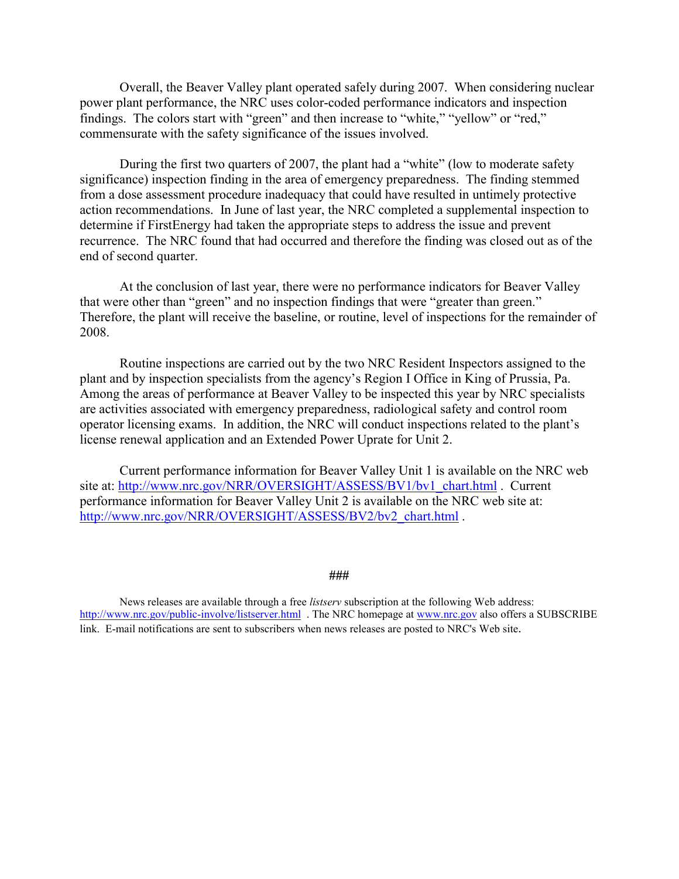Overall, the Beaver Valley plant operated safely during 2007. When considering nuclear power plant performance, the NRC uses color-coded performance indicators and inspection findings. The colors start with "green" and then increase to "white," "yellow" or "red," commensurate with the safety significance of the issues involved.

During the first two quarters of 2007, the plant had a "white" (low to moderate safety significance) inspection finding in the area of emergency preparedness. The finding stemmed from a dose assessment procedure inadequacy that could have resulted in untimely protective action recommendations. In June of last year, the NRC completed a supplemental inspection to determine if FirstEnergy had taken the appropriate steps to address the issue and prevent recurrence. The NRC found that had occurred and therefore the finding was closed out as of the end of second quarter.

At the conclusion of last year, there were no performance indicators for Beaver Valley that were other than "green" and no inspection findings that were "greater than green." Therefore, the plant will receive the baseline, or routine, level of inspections for the remainder of 2008.

Routine inspections are carried out by the two NRC Resident Inspectors assigned to the plant and by inspection specialists from the agency's Region I Office in King of Prussia, Pa. Among the areas of performance at Beaver Valley to be inspected this year by NRC specialists are activities associated with emergency preparedness, radiological safety and control room operator licensing exams. In addition, the NRC will conduct inspections related to the plant's license renewal application and an Extended Power Uprate for Unit 2.

Current performance information for Beaver Valley Unit 1 is available on the NRC web site at: http://www.nrc.gov/NRR/OVERSIGHT/ASSESS/BV1/bv1_chart.html . Current performance information for Beaver Valley Unit 2 is available on the NRC web site at: http://www.nrc.gov/NRR/OVERSIGHT/ASSESS/BV2/bv2_chart.html .

###

News releases are available through a free *listserv* subscription at the following Web address: http://www.nrc.gov/public-involve/listserver.html . The NRC homepage at www.nrc.gov also offers a SUBSCRIBE link. E-mail notifications are sent to subscribers when news releases are posted to NRC's Web site.